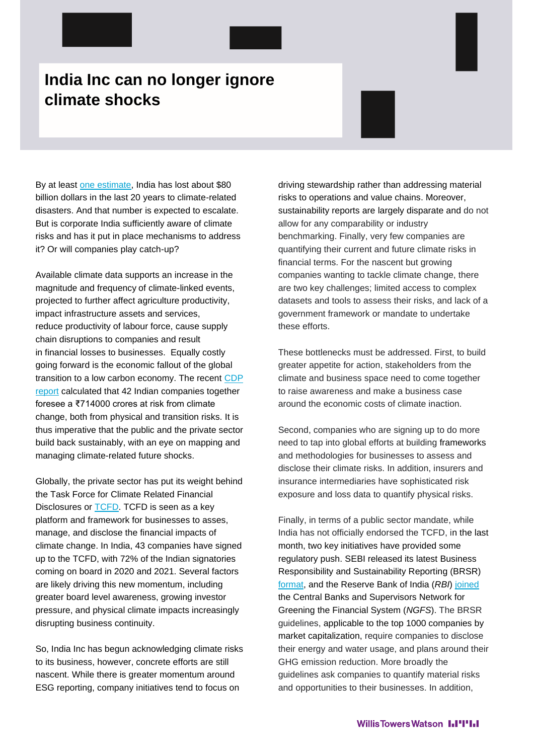# India Inc can no longer ignore climate shocks

By at least one estimate, India has lost about $80 billion dollars in the last 20 years to climate-related disasters. And that number is expected to escalate. But is corporate India sufficiently aware of climate risks and has it put in place mechanisms to address it? Or will companies play catch-up?

Available climate data supports an increase in the magnitude and frequency of climate-linked events, projected to further affect agriculture productivity, impact infrastructure assets and services, reduce productivity of labour force, cause supply chain disruptions to companies and result in financial losses to businesses. Equally costly going forward is the economic fallout of the global transition to a low carbon economy. The recent CDP report calculated that 42 Indian companies together foresee a ₹714000 crores at risk from climate change, both from physical and transition risks. It is thus imperative that the public and the private sector build back sustainably, with an eye on mapping and managing climate-related future shocks.

Globally, the private sector has put its weight behind the Task Force for Climate Related Financial Disclosures or TCFD. TCFD is seen as a key platform and framework for businesses to asses, manage, and disclose the financial impacts of climate change. In India, 43 companies have signed up to the TCFD, with 72% of the Indian signatories coming on board in 2020 and 2021. Several factors are likely driving this new momentum, including greater board level awareness, growing investor pressure, and physical climate impacts increasingly disrupting business continuity.

So, India Inc has begun acknowledging climate risks to its business, however, concrete efforts are still nascent. While there is greater momentum around ESG reporting, company initiatives tend to focus on driving stewardship rather than addressing material risks to operations and value chains. Moreover, sustainability reports are largely disparate and do not allow for any comparability or industry benchmarking. Finally, very few companies are quantifying their current and future climate risks in financial terms. For the nascent but growing companies wanting to tackle climate change, there are two key challenges; limited access to complex datasets and tools to assess their risks, and lack of a government framework or mandate to undertake these efforts.

These bottlenecks must be addressed. First, to build greater appetite for action, stakeholders from the climate and business space need to come together to raise awareness and make a business case around the economic costs of climate inaction.

Second, companies who are signing up to do more need to tap into global efforts at building frameworks and methodologies for businesses to assess and disclose their climate risks. In addition, insurers and insurance intermediaries have sophisticated risk exposure and loss data to quantify physical risks.

Finally, in terms of a public sector mandate, while India has not officially endorsed the TCFD, in the last month, two key initiatives have provided some regulatory push. SEBI released its latest Business Responsibility and Sustainability Reporting (BRSR) format, and the Reserve Bank of India (*RBI*) joined the Central Banks and Supervisors Network for Greening the Financial System (*NGFS*). The BRSR guidelines, applicable to the top 1000 companies by market capitalization, require companies to disclose their energy and water usage, and plans around their GHG emission reduction. More broadly the guidelines ask companies to quantify material risks and opportunities to their businesses. In addition,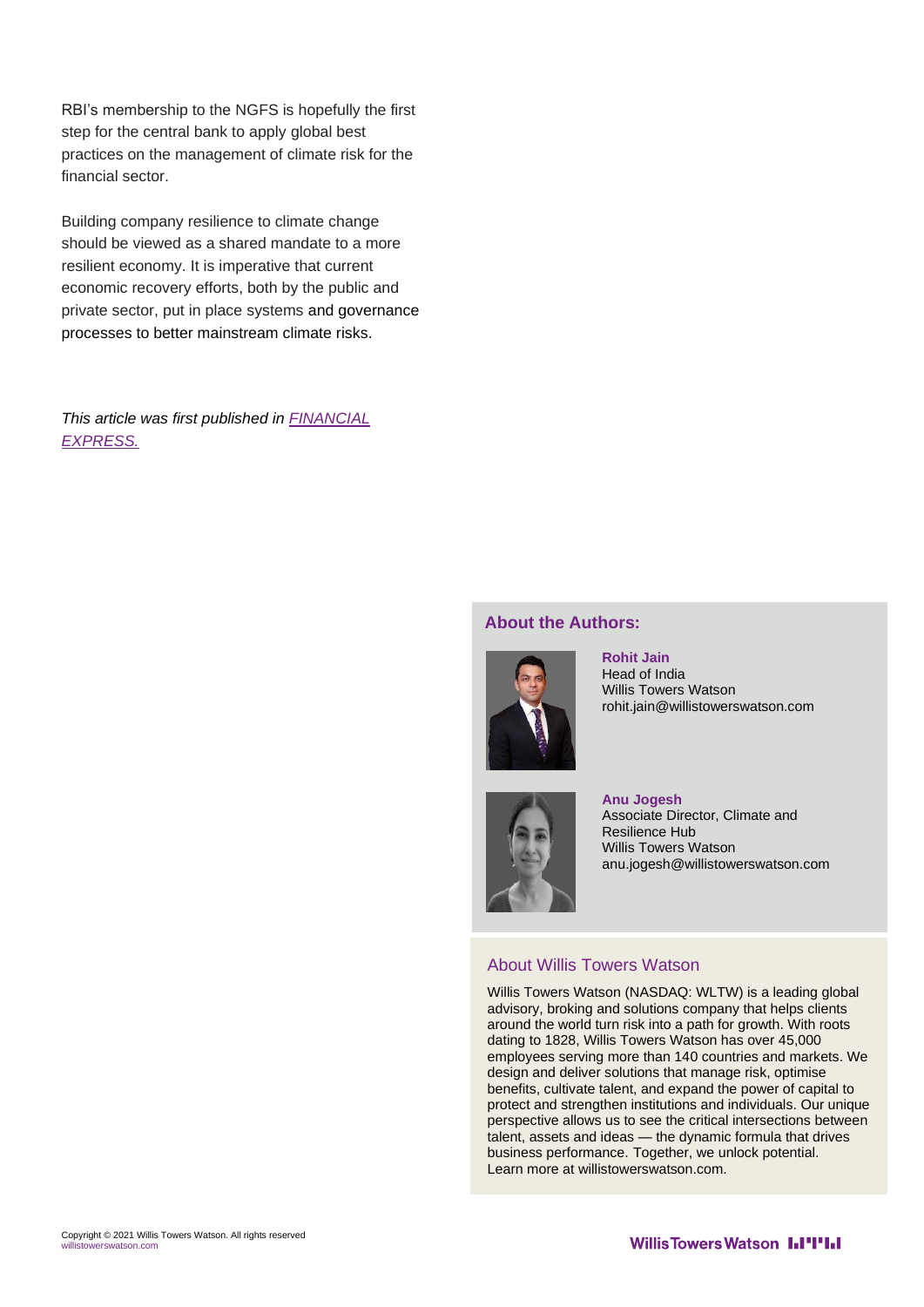RBI's membership to the NGFS is hopefully the first step for the central bank to apply global best practices on the management of climate risk for the financial sector.

Building company resilience to climate change should be viewed as a shared mandate to a more resilient economy. It is imperative that current economic recovery efforts, both by the public and private sector, put in place systems and governance processes to better mainstream climate risks.

*This article was first published in [FINANCIAL EXPRESS.]*

## About the Authors:

**Rohit Jain**
Head of India
Willis Towers Watson
rohit.jain@willistowerswatson.com

**Anu Jogesh**
Associate Director, Climate and Resilience Hub
Willis Towers Watson
anu.jogesh@willistowerswatson.com

## About Willis Towers Watson

Willis Towers Watson (NASDAQ: WLTW) is a leading global advisory, broking and solutions company that helps clients around the world turn risk into a path for growth. With roots dating to 1828, Willis Towers Watson has over 45,000 employees serving more than 140 countries and markets. We design and deliver solutions that manage risk, optimise benefits, cultivate talent, and expand the power of capital to protect and strengthen institutions and individuals. Our unique perspective allows us to see the critical intersections between talent, assets and ideas — the dynamic formula that drives business performance. Together, we unlock potential. Learn more at willistowerswatson.com.

Copyright © 2021 Willis Towers Watson. All rights reserved
willistowerswatson.com